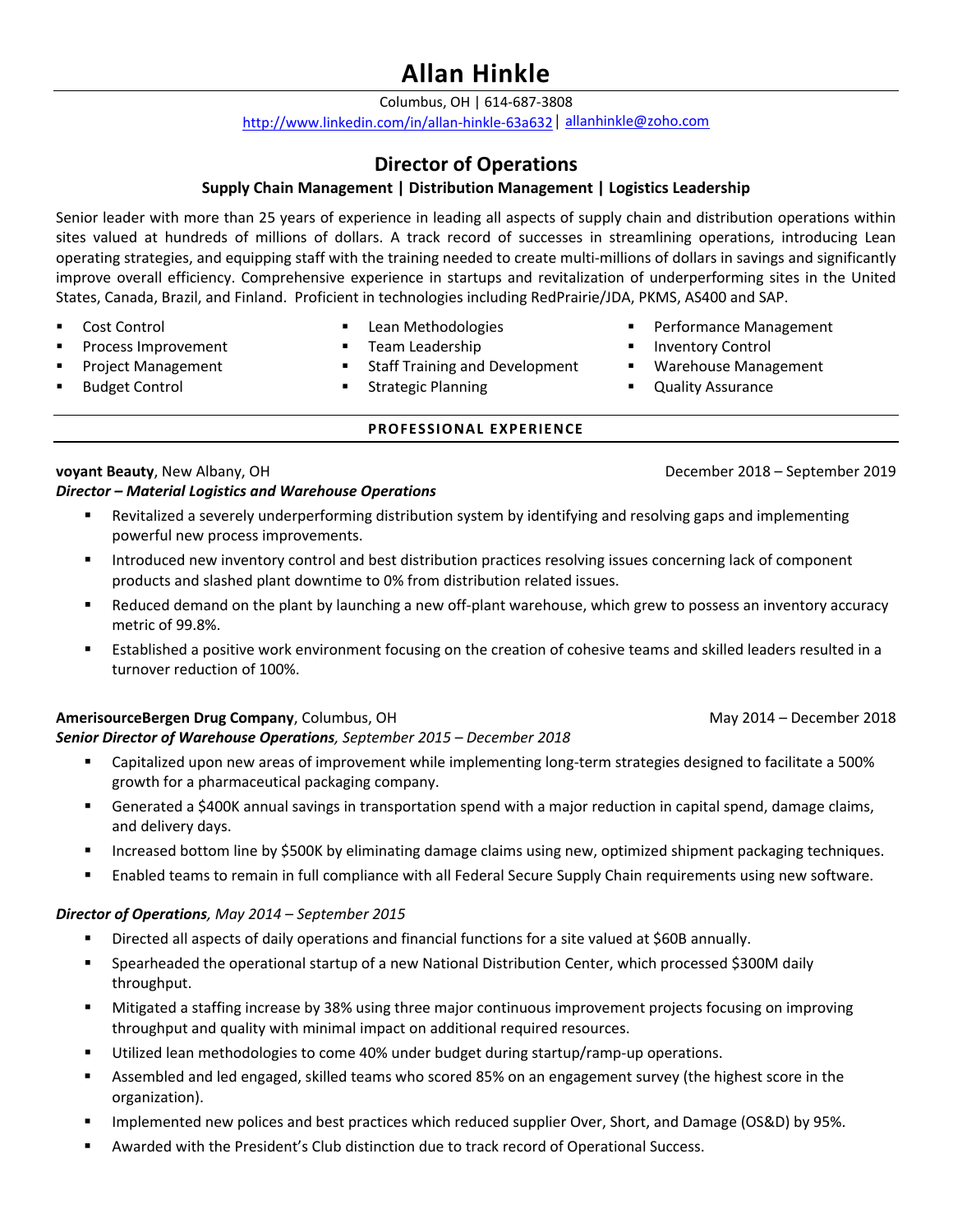# Allan Hinkle

Columbus, OH | 614-687-3808

http://www.linkedin.com/in/allan-hinkle-63a632 | allanhinkle@zoho.com

## Director of Operations

**Supply Chain Management | Distribution Management | Logistics Leadership**

Senior leader with more than 25 years of experience in leading all aspects of supply chain and distribution operations within sites valued at hundreds of millions of dollars. A track record of successes in streamlining operations, introducing Lean operating strategies, and equipping staff with the training needed to create multi-millions of dollars in savings and significantly improve overall efficiency. Comprehensive experience in startups and revitalization of underperforming sites in the United States, Canada, Brazil, and Finland. Proficient in technologies including RedPrairie/JDA, PKMS, AS400 and SAP.

- Cost Control
- Process Improvement
- Project Management
- Budget Control
- Lean Methodologies
- Team Leadership
- Staff Training and Development
- Strategic Planning
- Performance Management
- Inventory Control
- Warehouse Management
- Quality Assurance

## PROFESSIONAL EXPERIENCE

**voyant Beauty**, New Albany, OH — December 2018 – September 2019

***Director – Material Logistics and Warehouse Operations***

- Revitalized a severely underperforming distribution system by identifying and resolving gaps and implementing powerful new process improvements.
- Introduced new inventory control and best distribution practices resolving issues concerning lack of component products and slashed plant downtime to 0% from distribution related issues.
- Reduced demand on the plant by launching a new off-plant warehouse, which grew to possess an inventory accuracy metric of 99.8%.
- Established a positive work environment focusing on the creation of cohesive teams and skilled leaders resulted in a turnover reduction of 100%.

**AmerisourceBergen Drug Company**, Columbus, OH — May 2014 – December 2018

***Senior Director of Warehouse Operations**, September 2015 – December 2018*

- Capitalized upon new areas of improvement while implementing long-term strategies designed to facilitate a 500% growth for a pharmaceutical packaging company.
- Generated a $400K annual savings in transportation spend with a major reduction in capital spend, damage claims, and delivery days.
- Increased bottom line by $500K by eliminating damage claims using new, optimized shipment packaging techniques.
- Enabled teams to remain in full compliance with all Federal Secure Supply Chain requirements using new software.

***Director of Operations**, May 2014 – September 2015*

- Directed all aspects of daily operations and financial functions for a site valued at $60B annually.
- Spearheaded the operational startup of a new National Distribution Center, which processed $300M daily throughput.
- Mitigated a staffing increase by 38% using three major continuous improvement projects focusing on improving throughput and quality with minimal impact on additional required resources.
- Utilized lean methodologies to come 40% under budget during startup/ramp-up operations.
- Assembled and led engaged, skilled teams who scored 85% on an engagement survey (the highest score in the organization).
- Implemented new polices and best practices which reduced supplier Over, Short, and Damage (OS&D) by 95%.
- Awarded with the President's Club distinction due to track record of Operational Success.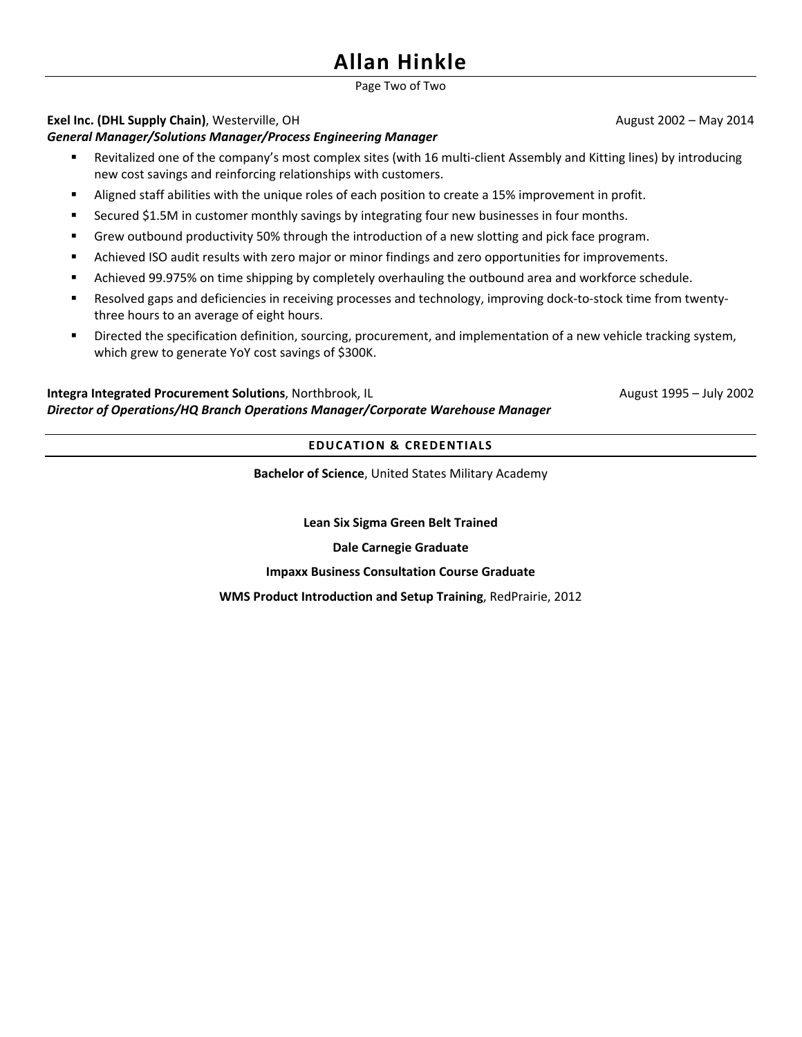**Exel Inc. (DHL Supply Chain)**, Westerville, OH — August 2002 – May 2014

***General Manager/Solutions Manager/Process Engineering Manager***

- Revitalized one of the company's most complex sites (with 16 multi-client Assembly and Kitting lines) by introducing new cost savings and reinforcing relationships with customers.
- Aligned staff abilities with the unique roles of each position to create a 15% improvement in profit.
- Secured $1.5M in customer monthly savings by integrating four new businesses in four months.
- Grew outbound productivity 50% through the introduction of a new slotting and pick face program.
- Achieved ISO audit results with zero major or minor findings and zero opportunities for improvements.
- Achieved 99.975% on time shipping by completely overhauling the outbound area and workforce schedule.
- Resolved gaps and deficiencies in receiving processes and technology, improving dock-to-stock time from twenty-three hours to an average of eight hours.
- Directed the specification definition, sourcing, procurement, and implementation of a new vehicle tracking system, which grew to generate YoY cost savings of $300K.

**Integra Integrated Procurement Solutions**, Northbrook, IL — August 1995 – July 2002

***Director of Operations/HQ Branch Operations Manager/Corporate Warehouse Manager***

## EDUCATION & CREDENTIALS

**Bachelor of Science**, United States Military Academy

**Lean Six Sigma Green Belt Trained**

**Dale Carnegie Graduate**

**Impaxx Business Consultation Course Graduate**

**WMS Product Introduction and Setup Training**, RedPrairie, 2012